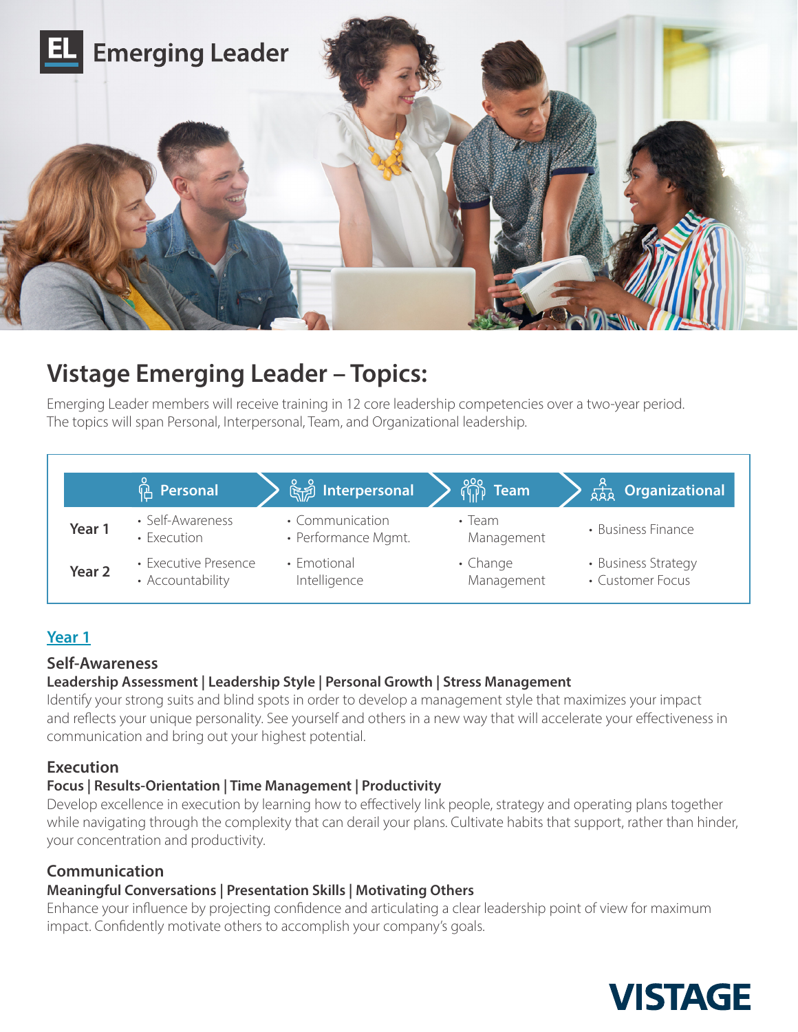EL Emerging Leader

# Vistage Emerging Leader – Topics:

Emerging Leader members will receive training in 12 core leadership competencies over a two-year period. The topics will span Personal, Interpersonal, Team, and Organizational leadership.

| | Personal | Interpersonal | Team | Organizational |
|---|---|---|---|---|
| **Year 1** | • Self-Awareness<br>• Execution | • Communication<br>• Performance Mgmt. | • Team Management | • Business Finance |
| **Year 2** | • Executive Presence<br>• Accountability | • Emotional Intelligence | • Change Management | • Business Strategy<br>• Customer Focus |

## Year 1

### Self-Awareness

**Leadership Assessment | Leadership Style | Personal Growth | Stress Management**

Identify your strong suits and blind spots in order to develop a management style that maximizes your impact and reflects your unique personality. See yourself and others in a new way that will accelerate your effectiveness in communication and bring out your highest potential.

### Execution

**Focus | Results-Orientation | Time Management | Productivity**

Develop excellence in execution by learning how to effectively link people, strategy and operating plans together while navigating through the complexity that can derail your plans. Cultivate habits that support, rather than hinder, your concentration and productivity.

### Communication

**Meaningful Conversations | Presentation Skills | Motivating Others**

Enhance your influence by projecting confidence and articulating a clear leadership point of view for maximum impact. Confidently motivate others to accomplish your company's goals.

VISTAGE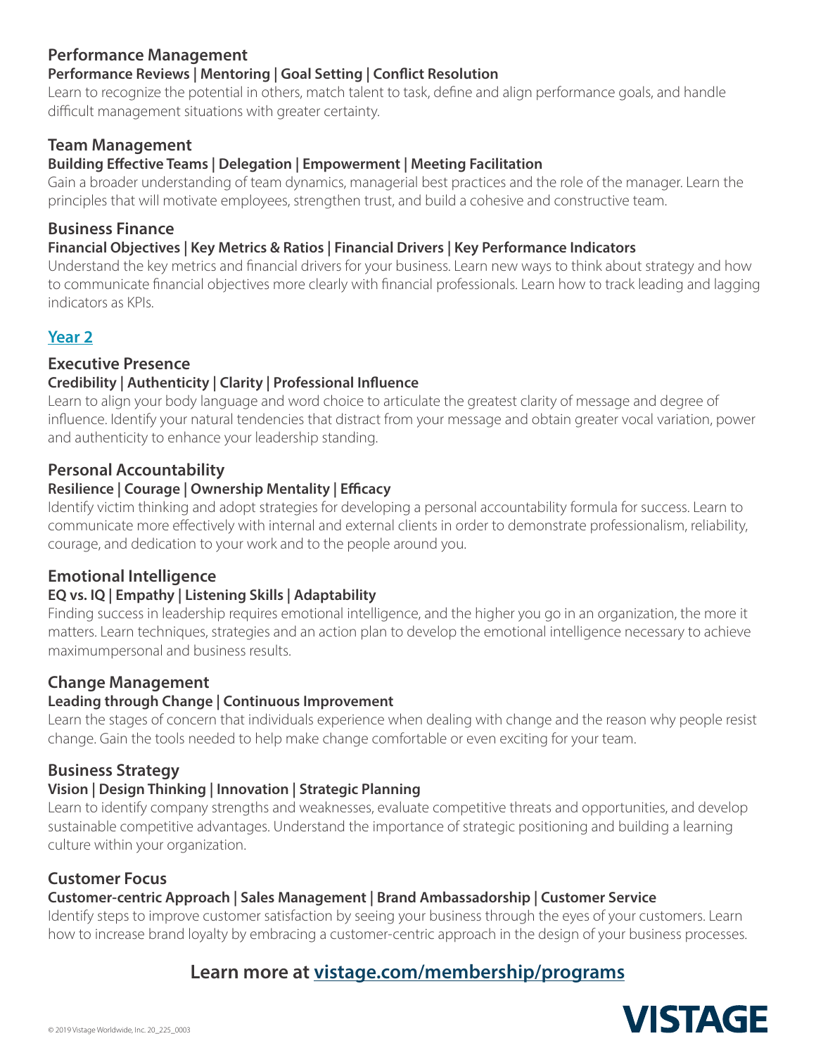### Performance Management

**Performance Reviews | Mentoring | Goal Setting | Conflict Resolution**

Learn to recognize the potential in others, match talent to task, define and align performance goals, and handle difficult management situations with greater certainty.

### Team Management

**Building Effective Teams | Delegation | Empowerment | Meeting Facilitation**

Gain a broader understanding of team dynamics, managerial best practices and the role of the manager. Learn the principles that will motivate employees, strengthen trust, and build a cohesive and constructive team.

### Business Finance

**Financial Objectives | Key Metrics & Ratios | Financial Drivers | Key Performance Indicators**

Understand the key metrics and financial drivers for your business. Learn new ways to think about strategy and how to communicate financial objectives more clearly with financial professionals. Learn how to track leading and lagging indicators as KPIs.

## Year 2

### Executive Presence

**Credibility | Authenticity | Clarity | Professional Influence**

Learn to align your body language and word choice to articulate the greatest clarity of message and degree of influence. Identify your natural tendencies that distract from your message and obtain greater vocal variation, power and authenticity to enhance your leadership standing.

### Personal Accountability

**Resilience | Courage | Ownership Mentality | Efficacy**

Identify victim thinking and adopt strategies for developing a personal accountability formula for success. Learn to communicate more effectively with internal and external clients in order to demonstrate professionalism, reliability, courage, and dedication to your work and to the people around you.

### Emotional Intelligence

**EQ vs. IQ | Empathy | Listening Skills | Adaptability**

Finding success in leadership requires emotional intelligence, and the higher you go in an organization, the more it matters. Learn techniques, strategies and an action plan to develop the emotional intelligence necessary to achieve maximumpersonal and business results.

### Change Management

**Leading through Change | Continuous Improvement**

Learn the stages of concern that individuals experience when dealing with change and the reason why people resist change. Gain the tools needed to help make change comfortable or even exciting for your team.

### Business Strategy

**Vision | Design Thinking | Innovation | Strategic Planning**

Learn to identify company strengths and weaknesses, evaluate competitive threats and opportunities, and develop sustainable competitive advantages. Understand the importance of strategic positioning and building a learning culture within your organization.

### Customer Focus

**Customer-centric Approach | Sales Management | Brand Ambassadorship | Customer Service**

Identify steps to improve customer satisfaction by seeing your business through the eyes of your customers. Learn how to increase brand loyalty by embracing a customer-centric approach in the design of your business processes.

**Learn more at vistage.com/membership/programs**

© 2019 Vistage Worldwide, Inc. 20_225_0003

VISTAGE